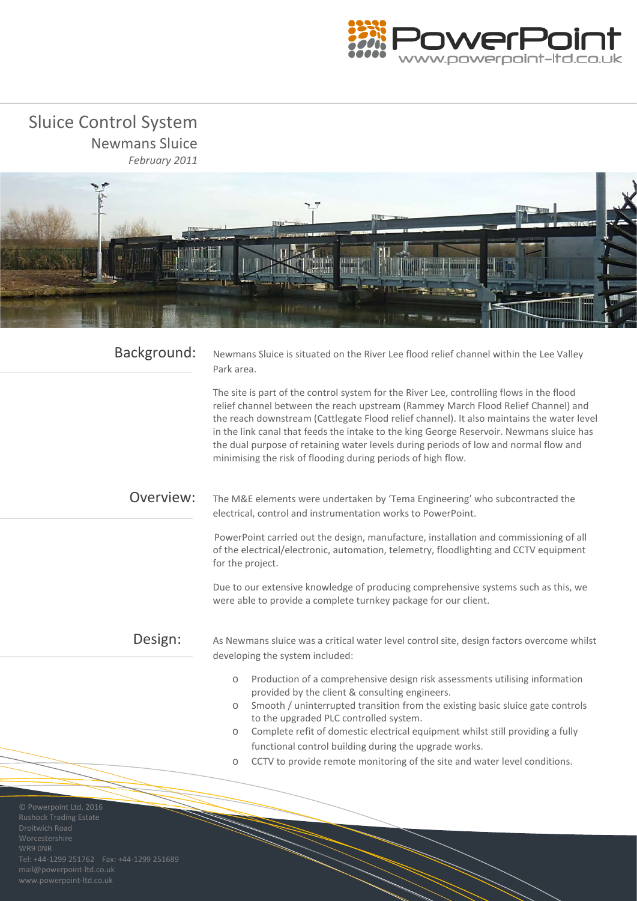# Sluice Control System

## Newmans Sluice

*February 2011*

## Background:

Newmans Sluice is situated on the River Lee flood relief channel within the Lee Valley Park area.

The site is part of the control system for the River Lee, controlling flows in the flood relief channel between the reach upstream (Rammey March Flood Relief Channel) and the reach downstream (Cattlegate Flood relief channel). It also maintains the water level in the link canal that feeds the intake to the king George Reservoir. Newmans sluice has the dual purpose of retaining water levels during periods of low and normal flow and minimising the risk of flooding during periods of high flow.

## Overview:

The M&E elements were undertaken by 'Tema Engineering' who subcontracted the electrical, control and instrumentation works to PowerPoint.

PowerPoint carried out the design, manufacture, installation and commissioning of all of the electrical/electronic, automation, telemetry, floodlighting and CCTV equipment for the project.

Due to our extensive knowledge of producing comprehensive systems such as this, we were able to provide a complete turnkey package for our client.

## Design:

As Newmans sluice was a critical water level control site, design factors overcome whilst developing the system included:

- Production of a comprehensive design risk assessments utilising information provided by the client & consulting engineers.
- Smooth / uninterrupted transition from the existing basic sluice gate controls to the upgraded PLC controlled system.
- Complete refit of domestic electrical equipment whilst still providing a fully functional control building during the upgrade works.
- CCTV to provide remote monitoring of the site and water level conditions.

© Powerpoint Ltd. 2016
Rushock Trading Estate
Droitwich Road
Worcestershire
WR9 0NR
Tel: +44-1299 251762 Fax: +44-1299 251689
mail@powerpoint-ltd.co.uk
www.powerpoint-ltd.co.uk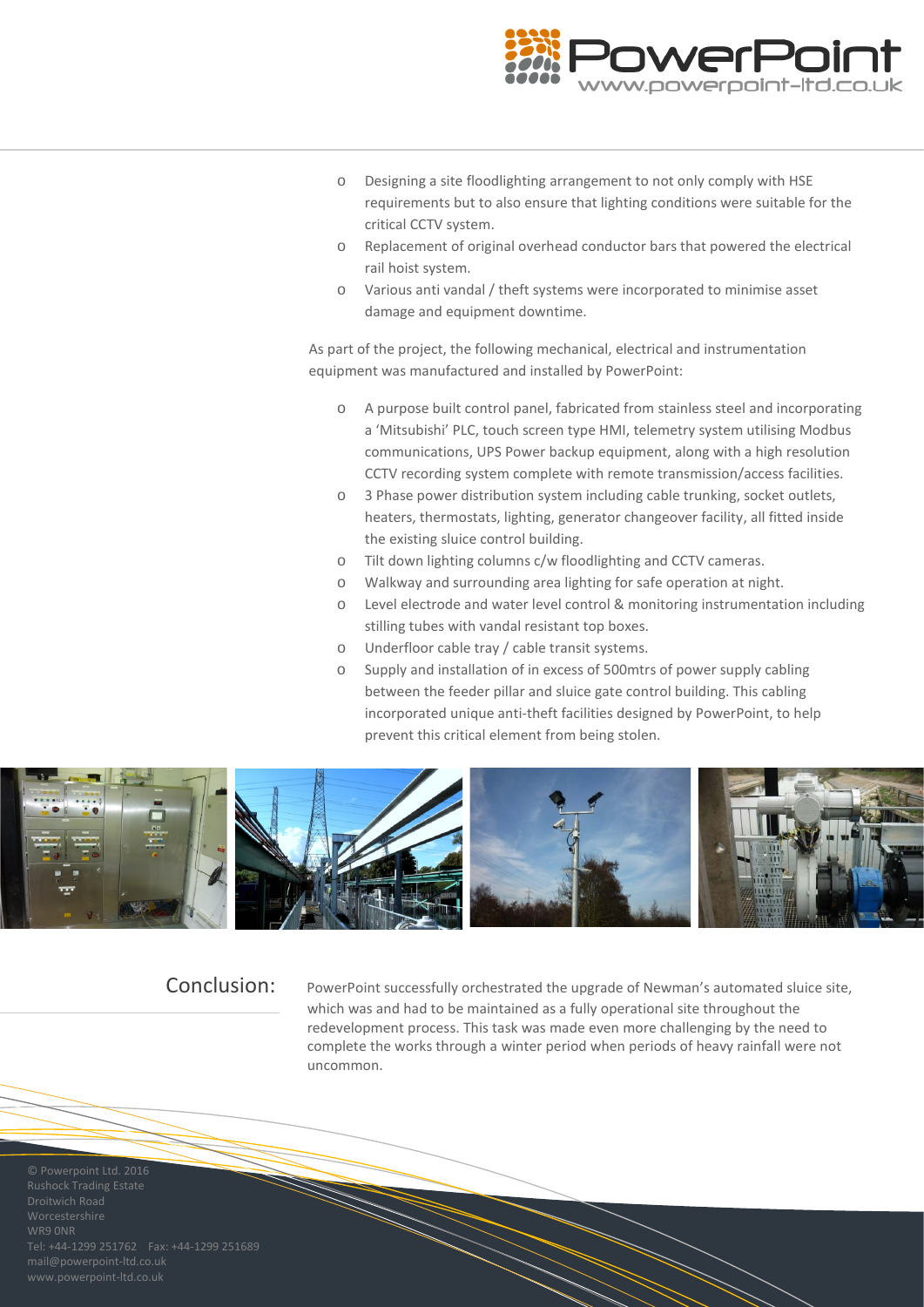- Designing a site floodlighting arrangement to not only comply with HSE requirements but to also ensure that lighting conditions were suitable for the critical CCTV system.
- Replacement of original overhead conductor bars that powered the electrical rail hoist system.
- Various anti vandal / theft systems were incorporated to minimise asset damage and equipment downtime.

As part of the project, the following mechanical, electrical and instrumentation equipment was manufactured and installed by PowerPoint:

- A purpose built control panel, fabricated from stainless steel and incorporating a 'Mitsubishi' PLC, touch screen type HMI, telemetry system utilising Modbus communications, UPS Power backup equipment, along with a high resolution CCTV recording system complete with remote transmission/access facilities.
- 3 Phase power distribution system including cable trunking, socket outlets, heaters, thermostats, lighting, generator changeover facility, all fitted inside the existing sluice control building.
- Tilt down lighting columns c/w floodlighting and CCTV cameras.
- Walkway and surrounding area lighting for safe operation at night.
- Level electrode and water level control & monitoring instrumentation including stilling tubes with vandal resistant top boxes.
- Underfloor cable tray / cable transit systems.
- Supply and installation of in excess of 500mtrs of power supply cabling between the feeder pillar and sluice gate control building. This cabling incorporated unique anti-theft facilities designed by PowerPoint, to help prevent this critical element from being stolen.

## Conclusion:

PowerPoint successfully orchestrated the upgrade of Newman's automated sluice site, which was and had to be maintained as a fully operational site throughout the redevelopment process. This task was made even more challenging by the need to complete the works through a winter period when periods of heavy rainfall were not uncommon.

© Powerpoint Ltd. 2016
Rushock Trading Estate
Droitwich Road
Worcestershire
WR9 0NR
Tel: +44-1299 251762 Fax: +44-1299 251689
mail@powerpoint-ltd.co.uk
www.powerpoint-ltd.co.uk